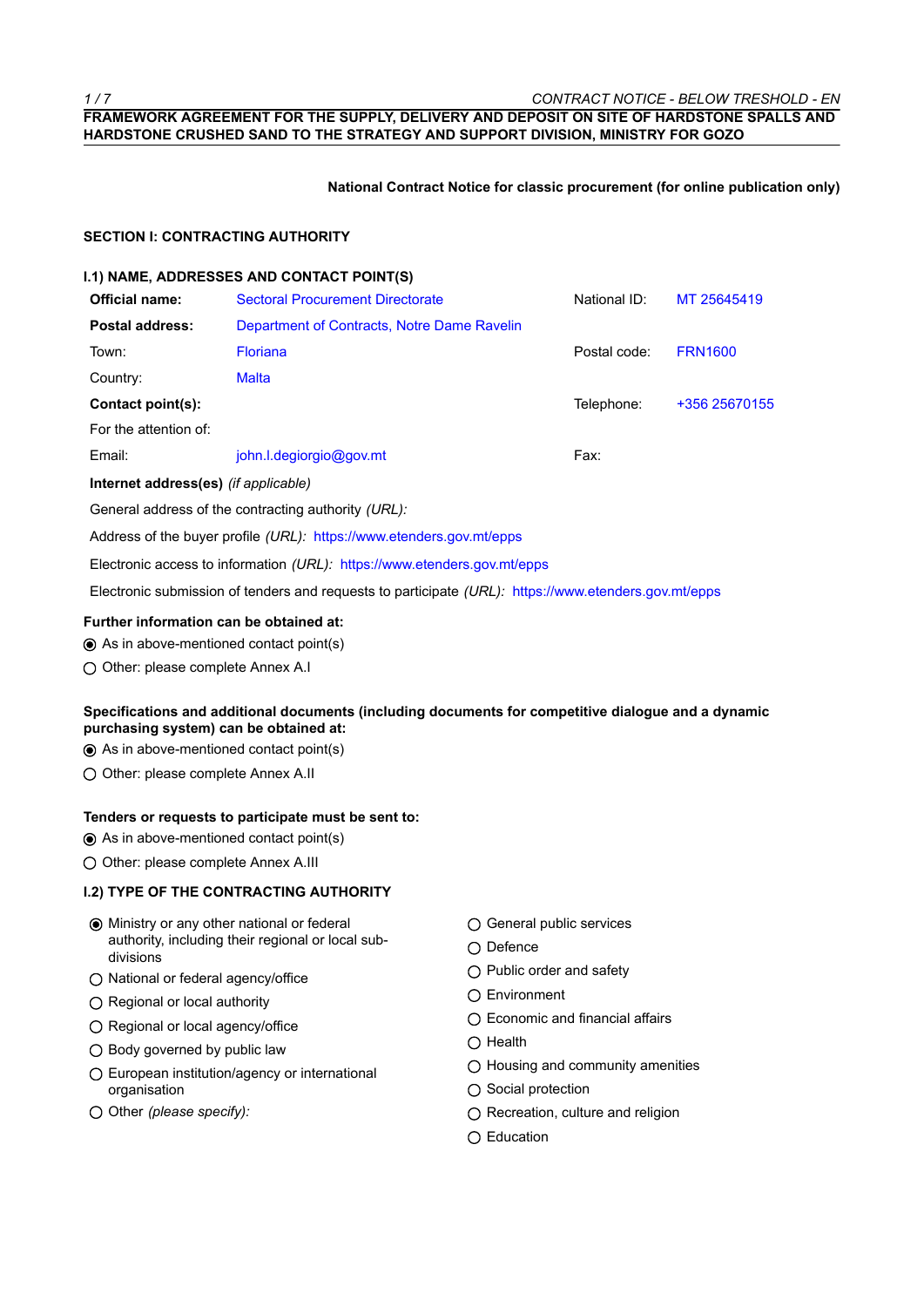**FRAMEWORK AGREEMENT FOR THE SUPPLY, DELIVERY AND DEPOSIT ON SITE OF HARDSTONE SPALLS AND HARDSTONE CRUSHED SAND TO THE STRATEGY AND SUPPORT DIVISION, MINISTRY FOR GOZO**

**National Contract Notice for classic procurement (for online publication only)**

## SECTION I: CONTRACTING AUTHORITY

### I.1) NAME, ADDRESSES AND CONTACT POINT(S)

| | | | |
|---|---|---|---|
| **Official name:** | Sectoral Procurement Directorate | National ID: | MT 25645419 |
| **Postal address:** | Department of Contracts, Notre Dame Ravelin | | |
| Town: | Floriana | Postal code: | FRN1600 |
| Country: | Malta | | |
| **Contact point(s):** | | Telephone: | +356 25670155 |
| For the attention of: | | | |
| Email: | john.l.degiorgio@gov.mt | Fax: | |

**Internet address(es)** *(if applicable)*

General address of the contracting authority *(URL):*

Address of the buyer profile *(URL):* https://www.etenders.gov.mt/epps

Electronic access to information *(URL):* https://www.etenders.gov.mt/epps

Electronic submission of tenders and requests to participate *(URL):* https://www.etenders.gov.mt/epps

**Further information can be obtained at:**

- ◉ As in above-mentioned contact point(s)
- ○ Other: please complete Annex A.I

**Specifications and additional documents (including documents for competitive dialogue and a dynamic purchasing system) can be obtained at:**

- ◉ As in above-mentioned contact point(s)
- ○ Other: please complete Annex A.II

**Tenders or requests to participate must be sent to:**

- ◉ As in above-mentioned contact point(s)
- ○ Other: please complete Annex A.III

### I.2) TYPE OF THE CONTRACTING AUTHORITY

- ◉ Ministry or any other national or federal authority, including their regional or local sub-divisions
- ○ National or federal agency/office
- ○ Regional or local authority
- ○ Regional or local agency/office
- ○ Body governed by public law
- ○ European institution/agency or international organisation
- ○ Other *(please specify):*

- ○ General public services
- ○ Defence
- ○ Public order and safety
- ○ Environment
- ○ Economic and financial affairs
- ○ Health
- ○ Housing and community amenities
- ○ Social protection
- ○ Recreation, culture and religion
- ○ Education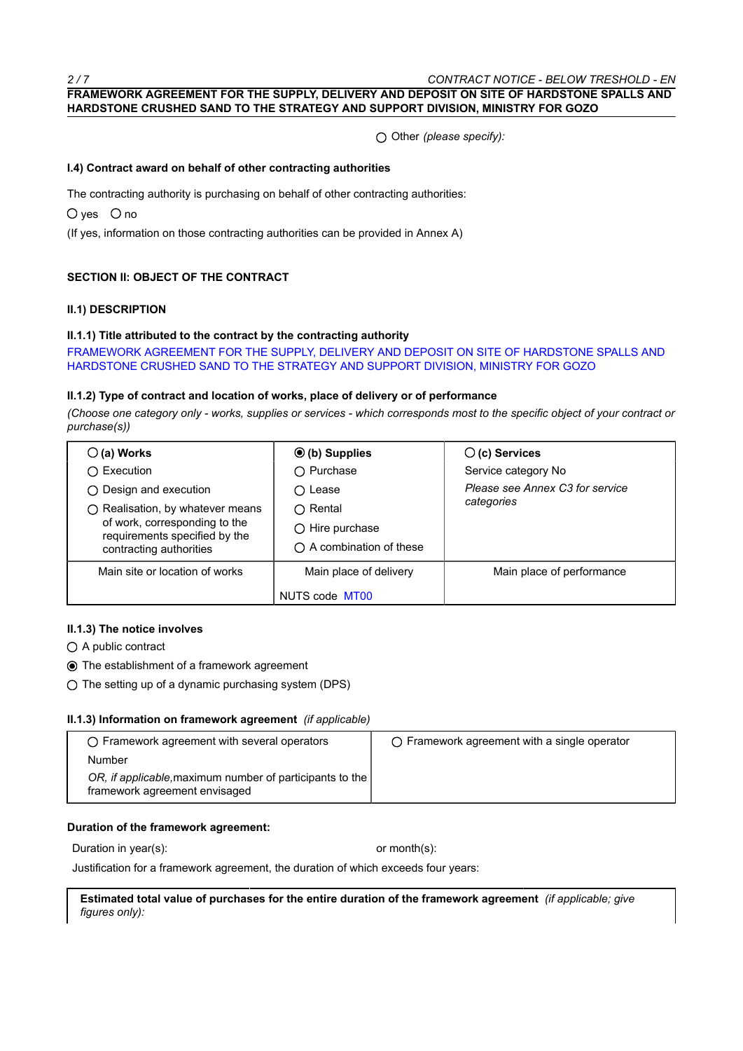○ Other *(please specify)*:

**I.4) Contract award on behalf of other contracting authorities**

The contracting authority is purchasing on behalf of other contracting authorities:

○ yes ○ no

(If yes, information on those contracting authorities can be provided in Annex A)

**SECTION II: OBJECT OF THE CONTRACT**

**II.1) DESCRIPTION**

**II.1.1) Title attributed to the contract by the contracting authority**

FRAMEWORK AGREEMENT FOR THE SUPPLY, DELIVERY AND DEPOSIT ON SITE OF HARDSTONE SPALLS AND HARDSTONE CRUSHED SAND TO THE STRATEGY AND SUPPORT DIVISION, MINISTRY FOR GOZO

**II.1.2) Type of contract and location of works, place of delivery or of performance**

*(Choose one category only - works, supplies or services - which corresponds most to the specific object of your contract or purchase(s))*

| ○ **(a) Works** | ◉ **(b) Supplies** | ○ **(c) Services** |
|---|---|---|
| ○ Execution<br>○ Design and execution<br>○ Realisation, by whatever means of work, corresponding to the requirements specified by the contracting authorities | ○ Purchase<br>○ Lease<br>○ Rental<br>○ Hire purchase<br>○ A combination of these | Service category No<br>*Please see Annex C3 for service categories* |
| Main site or location of works | Main place of delivery<br><br>NUTS code MT00 | Main place of performance |

**II.1.3) The notice involves**

○ A public contract

◉ The establishment of a framework agreement

○ The setting up of a dynamic purchasing system (DPS)

**II.1.3) Information on framework agreement** *(if applicable)*

| ○ Framework agreement with several operators | ○ Framework agreement with a single operator |
|---|---|
| Number<br>*OR, if applicable,* maximum number of participants to the framework agreement envisaged | |

**Duration of the framework agreement:**

Duration in year(s): or month(s):

Justification for a framework agreement, the duration of which exceeds four years:

**Estimated total value of purchases for the entire duration of the framework agreement** *(if applicable; give figures only)*: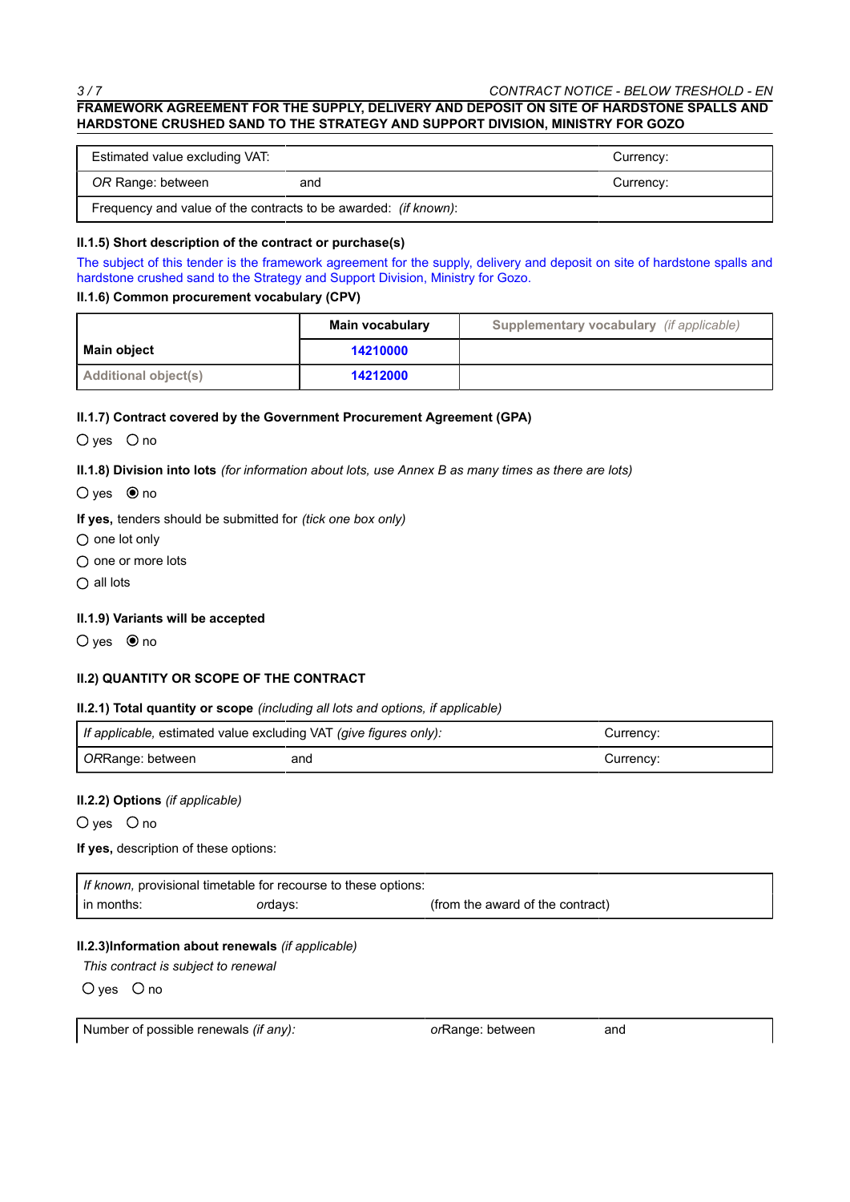**FRAMEWORK AGREEMENT FOR THE SUPPLY, DELIVERY AND DEPOSIT ON SITE OF HARDSTONE SPALLS AND HARDSTONE CRUSHED SAND TO THE STRATEGY AND SUPPORT DIVISION, MINISTRY FOR GOZO**

| Estimated value excluding VAT: | | Currency: |
|---|---|---|
| *OR* Range: between | and | Currency: |
| Frequency and value of the contracts to be awarded: *(if known)*: | | |

**II.1.5) Short description of the contract or purchase(s)**

The subject of this tender is the framework agreement for the supply, delivery and deposit on site of hardstone spalls and hardstone crushed sand to the Strategy and Support Division, Ministry for Gozo.

**II.1.6) Common procurement vocabulary (CPV)**

| | Main vocabulary | Supplementary vocabulary *(if applicable)* |
|---|---|---|
| **Main object** | **14210000** | |
| Additional object(s) | **14212000** | |

**II.1.7) Contract covered by the Government Procurement Agreement (GPA)**

○ yes ○ no

**II.1.8) Division into lots** *(for information about lots, use Annex B as many times as there are lots)*

○ yes ◉ no

**If yes,** tenders should be submitted for *(tick one box only)*

○ one lot only

○ one or more lots

○ all lots

**II.1.9) Variants will be accepted**

○ yes ◉ no

**II.2) QUANTITY OR SCOPE OF THE CONTRACT**

**II.2.1) Total quantity or scope** *(including all lots and options, if applicable)*

| *If applicable,* estimated value excluding VAT *(give figures only)*: | | Currency: |
|---|---|---|
| *OR*Range: between | and | Currency: |

**II.2.2) Options** *(if applicable)*

○ yes ○ no

**If yes,** description of these options:

| *If known,* provisional timetable for recourse to these options: | | |
|---|---|---|
| in months: | *or*days: | (from the award of the contract) |

**II.2.3)Information about renewals** *(if applicable)*

*This contract is subject to renewal*

○ yes ○ no

| Number of possible renewals *(if any)*: | *or*Range: between | and |
|---|---|---|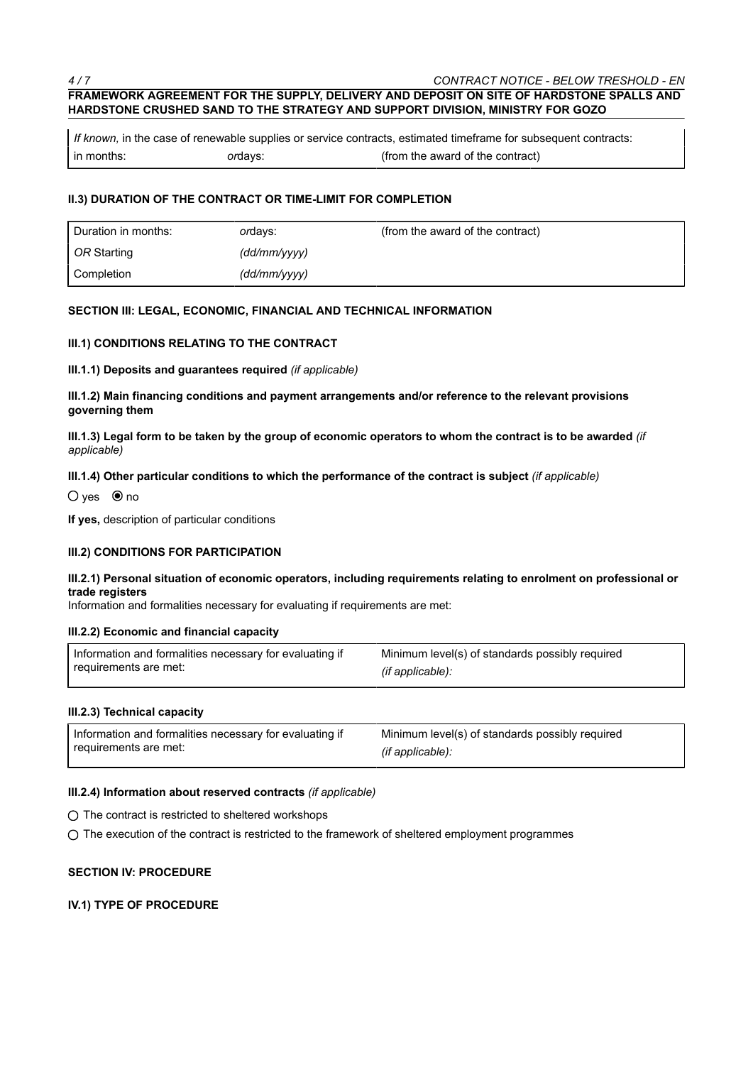*If known,* in the case of renewable supplies or service contracts, estimated timeframe for subsequent contracts:

| in months: | *or* days: | (from the award of the contract) |
|---|---|---|

### II.3) DURATION OF THE CONTRACT OR TIME-LIMIT FOR COMPLETION

| Duration in months: | *or* days: | (from the award of the contract) |
|---|---|---|
| *OR* Starting | *(dd/mm/yyyy)* | |
| Completion | *(dd/mm/yyyy)* | |

## SECTION III: LEGAL, ECONOMIC, FINANCIAL AND TECHNICAL INFORMATION

### III.1) CONDITIONS RELATING TO THE CONTRACT

**III.1.1) Deposits and guarantees required** *(if applicable)*

**III.1.2) Main financing conditions and payment arrangements and/or reference to the relevant provisions governing them**

**III.1.3) Legal form to be taken by the group of economic operators to whom the contract is to be awarded** *(if applicable)*

**III.1.4) Other particular conditions to which the performance of the contract is subject** *(if applicable)*

○ yes ◉ no

**If yes,** description of particular conditions

### III.2) CONDITIONS FOR PARTICIPATION

**III.2.1) Personal situation of economic operators, including requirements relating to enrolment on professional or trade registers**

Information and formalities necessary for evaluating if requirements are met:

**III.2.2) Economic and financial capacity**

| Information and formalities necessary for evaluating if requirements are met: | Minimum level(s) of standards possibly required *(if applicable)*: |
|---|---|

**III.2.3) Technical capacity**

| Information and formalities necessary for evaluating if requirements are met: | Minimum level(s) of standards possibly required *(if applicable)*: |
|---|---|

**III.2.4) Information about reserved contracts** *(if applicable)*

○ The contract is restricted to sheltered workshops

○ The execution of the contract is restricted to the framework of sheltered employment programmes

## SECTION IV: PROCEDURE

### IV.1) TYPE OF PROCEDURE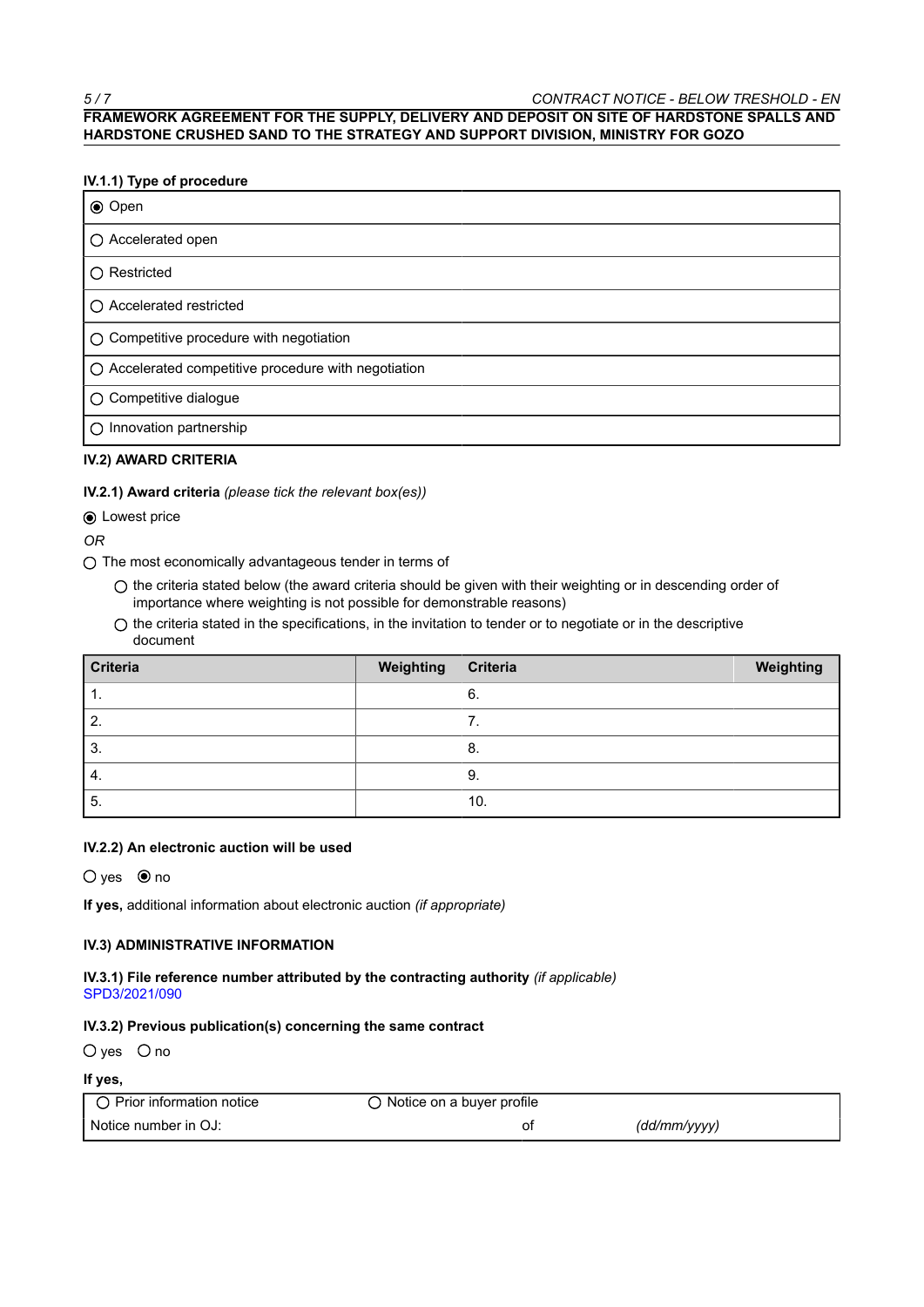**FRAMEWORK AGREEMENT FOR THE SUPPLY, DELIVERY AND DEPOSIT ON SITE OF HARDSTONE SPALLS AND HARDSTONE CRUSHED SAND TO THE STRATEGY AND SUPPORT DIVISION, MINISTRY FOR GOZO**

#### IV.1.1) Type of procedure

| |
|---|
| ◉ Open |
| ○ Accelerated open |
| ○ Restricted |
| ○ Accelerated restricted |
| ○ Competitive procedure with negotiation |
| ○ Accelerated competitive procedure with negotiation |
| ○ Competitive dialogue |
| ○ Innovation partnership |

### IV.2) AWARD CRITERIA

**IV.2.1) Award criteria** *(please tick the relevant box(es))*

◉ Lowest price

*OR*

○ The most economically advantageous tender in terms of

- ○ the criteria stated below (the award criteria should be given with their weighting or in descending order of importance where weighting is not possible for demonstrable reasons)
- ○ the criteria stated in the specifications, in the invitation to tender or to negotiate or in the descriptive document

| Criteria | Weighting | Criteria | Weighting |
|---|---|---|---|
| 1. | | 6. | |
| 2. | | 7. | |
| 3. | | 8. | |
| 4. | | 9. | |
| 5. | | 10. | |

**IV.2.2) An electronic auction will be used**

○ yes ◉ no

**If yes,** additional information about electronic auction *(if appropriate)*

### IV.3) ADMINISTRATIVE INFORMATION

**IV.3.1) File reference number attributed by the contracting authority** *(if applicable)*
SPD3/2021/090

**IV.3.2) Previous publication(s) concerning the same contract**

○ yes ○ no

**If yes,**

| ○ Prior information notice | ○ Notice on a buyer profile | |
|---|---|---|
| Notice number in OJ: | of | *(dd/mm/yyyy)* |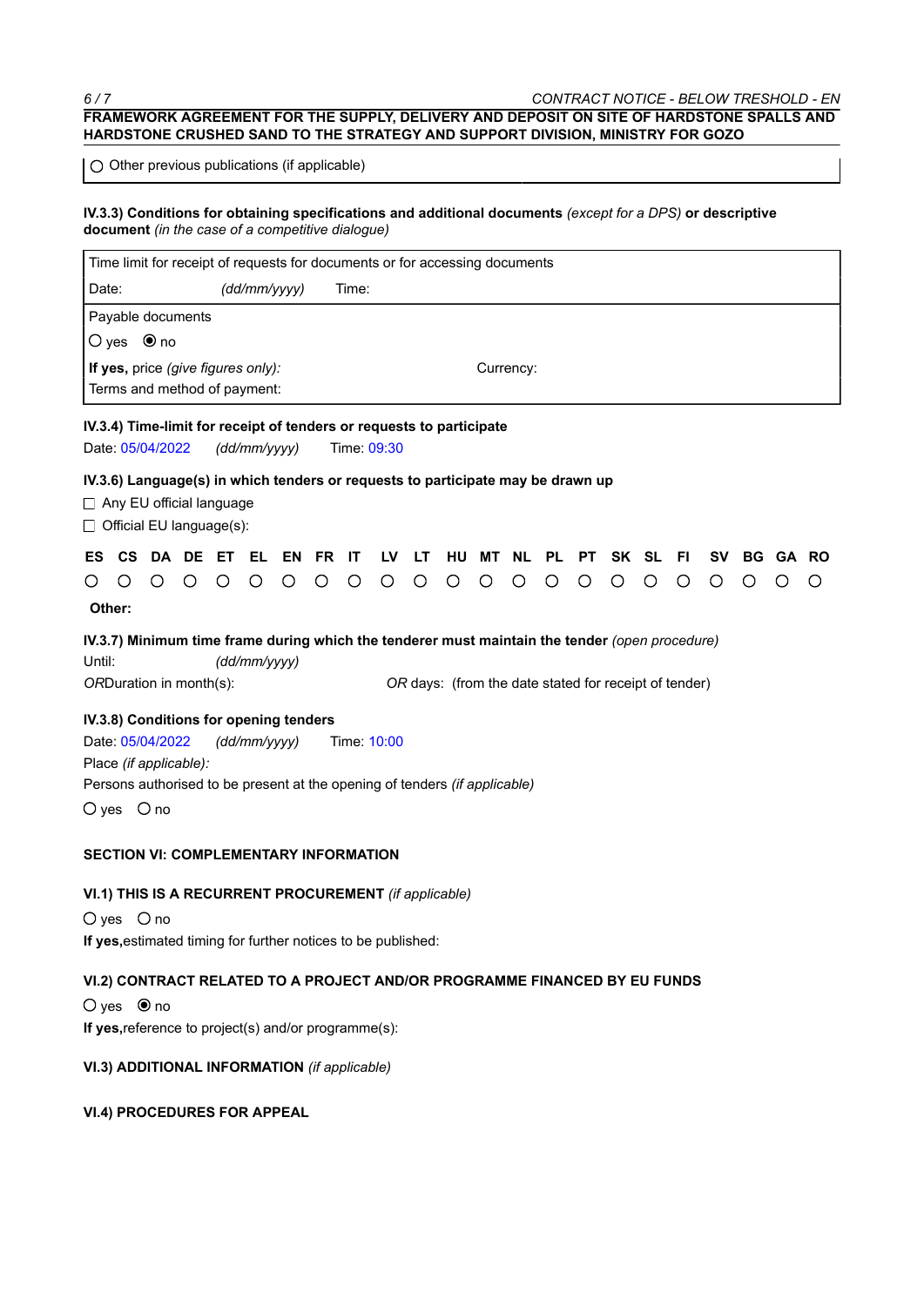**FRAMEWORK AGREEMENT FOR THE SUPPLY, DELIVERY AND DEPOSIT ON SITE OF HARDSTONE SPALLS AND HARDSTONE CRUSHED SAND TO THE STRATEGY AND SUPPORT DIVISION, MINISTRY FOR GOZO**

○ Other previous publications (if applicable)

**IV.3.3) Conditions for obtaining specifications and additional documents** *(except for a DPS)* **or descriptive document** *(in the case of a competitive dialogue)*

Time limit for receipt of requests for documents or for accessing documents

Date: *(dd/mm/yyyy)* Time:

Payable documents

○ yes ◉ no

**If yes,** price *(give figures only):* Currency:

Terms and method of payment:

**IV.3.4) Time-limit for receipt of tenders or requests to participate**

Date: 05/04/2022 *(dd/mm/yyyy)* Time: 09:30

**IV.3.6) Language(s) in which tenders or requests to participate may be drawn up**

☐ Any EU official language

☐ Official EU language(s):

| ES | CS | DA | DE | ET | EL | EN | FR | IT | LV | LT | HU | MT | NL | PL | PT | SK | SL | FI | SV | BG | GA | RO |
|---|---|---|---|---|---|---|---|---|---|---|---|---|---|---|---|---|---|---|---|---|---|---|
| ○ | ○ | ○ | ○ | ○ | ○ | ○ | ○ | ○ | ○ | ○ | ○ | ○ | ○ | ○ | ○ | ○ | ○ | ○ | ○ | ○ | ○ | ○ |

**Other:**

**IV.3.7) Minimum time frame during which the tenderer must maintain the tender** *(open procedure)*

Until: *(dd/mm/yyyy)*

*OR*Duration in month(s): *OR* days: (from the date stated for receipt of tender)

**IV.3.8) Conditions for opening tenders**

Date: 05/04/2022 *(dd/mm/yyyy)* Time: 10:00

Place *(if applicable):*

Persons authorised to be present at the opening of tenders *(if applicable)*

○ yes ○ no

**SECTION VI: COMPLEMENTARY INFORMATION**

**VI.1) THIS IS A RECURRENT PROCUREMENT** *(if applicable)*

○ yes ○ no

**If yes,**estimated timing for further notices to be published:

**VI.2) CONTRACT RELATED TO A PROJECT AND/OR PROGRAMME FINANCED BY EU FUNDS**

○ yes ◉ no

**If yes,**reference to project(s) and/or programme(s):

**VI.3) ADDITIONAL INFORMATION** *(if applicable)*

**VI.4) PROCEDURES FOR APPEAL**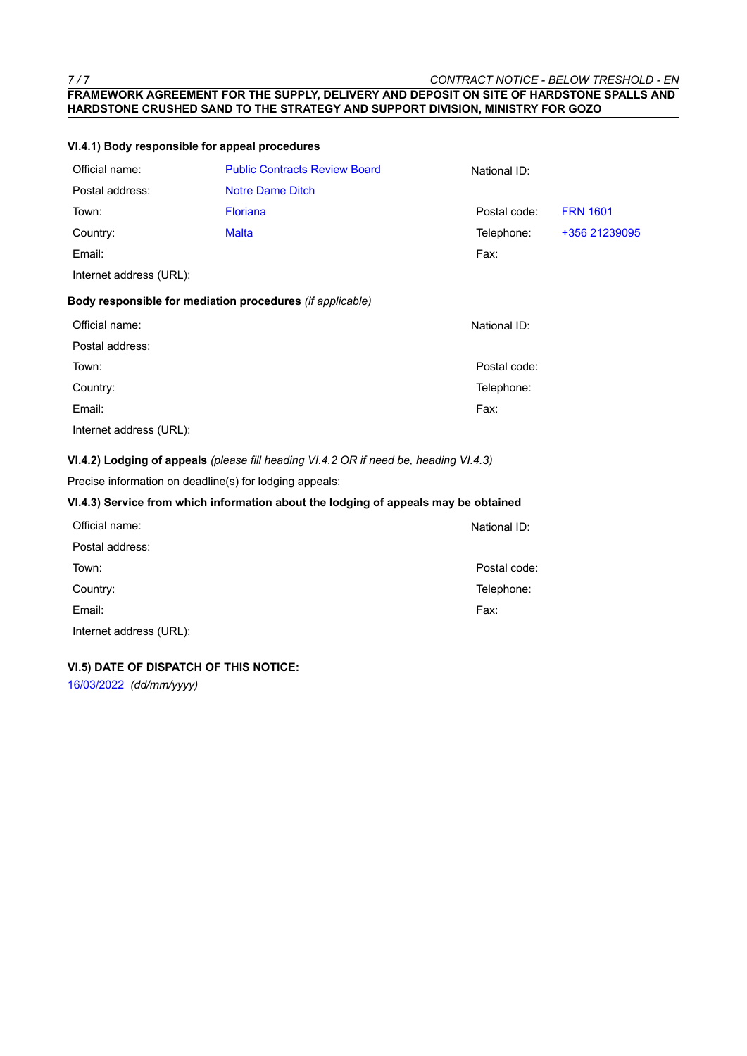### VI.4.1) Body responsible for appeal procedures

| | | | |
|---|---|---|---|
| Official name: | Public Contracts Review Board | National ID: | |
| Postal address: | Notre Dame Ditch | | |
| Town: | Floriana | Postal code: | FRN 1601 |
| Country: | Malta | Telephone: | +356 21239095 |
| Email: | | Fax: | |
| Internet address (URL): | | | |

**Body responsible for mediation procedures** *(if applicable)*

| | | | |
|---|---|---|---|
| Official name: | | National ID: | |
| Postal address: | | | |
| Town: | | Postal code: | |
| Country: | | Telephone: | |
| Email: | | Fax: | |
| Internet address (URL): | | | |

**VI.4.2) Lodging of appeals** *(please fill heading VI.4.2 OR if need be, heading VI.4.3)*

Precise information on deadline(s) for lodging appeals:

**VI.4.3) Service from which information about the lodging of appeals may be obtained**

| | | | |
|---|---|---|---|
| Official name: | | National ID: | |
| Postal address: | | | |
| Town: | | Postal code: | |
| Country: | | Telephone: | |
| Email: | | Fax: | |
| Internet address (URL): | | | |

### VI.5) DATE OF DISPATCH OF THIS NOTICE:

16/03/2022 *(dd/mm/yyyy)*